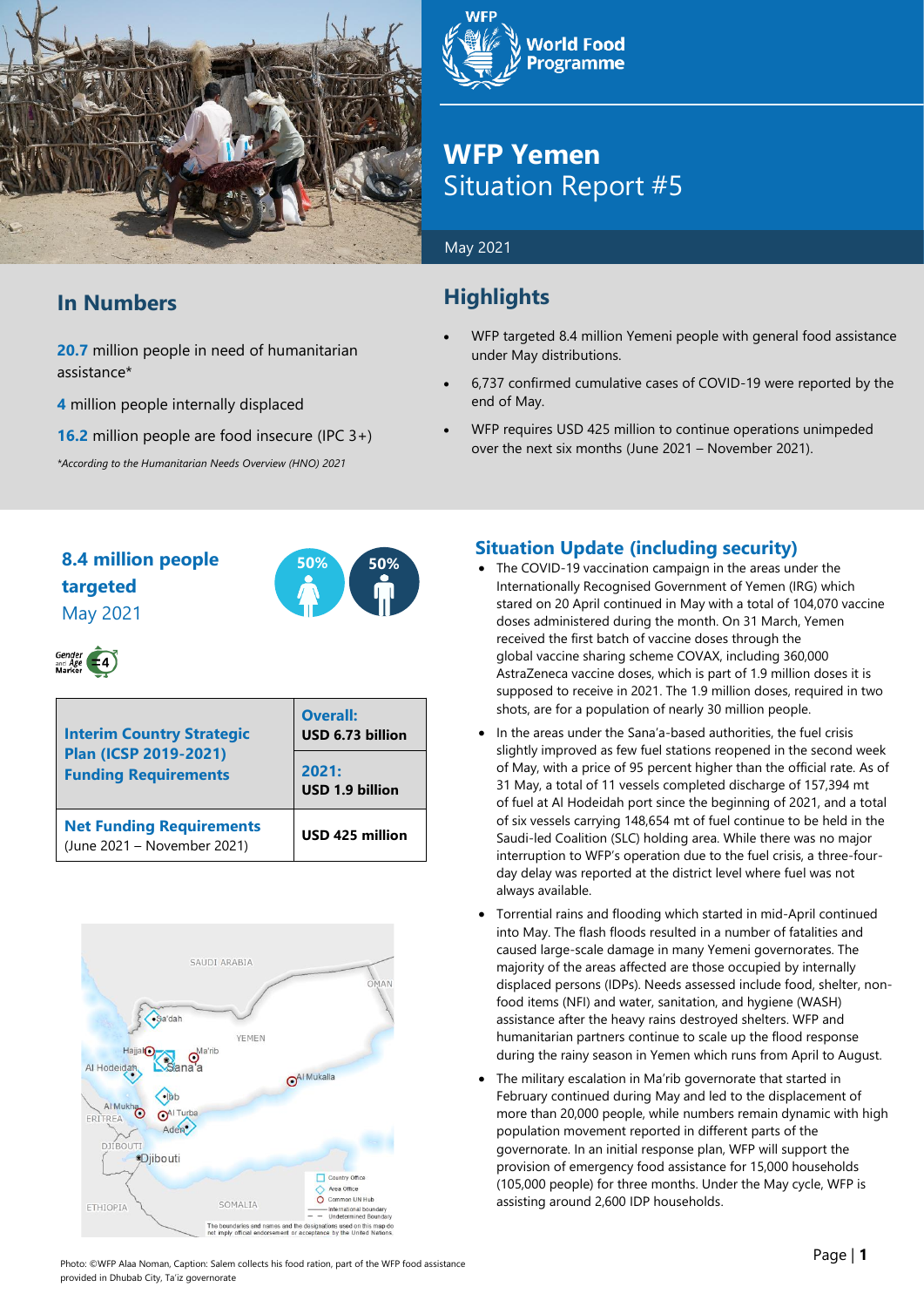# WFP Yemen
## Situation Report #5

May 2021

## In Numbers

**20.7** million people in need of humanitarian assistance*

**4** million people internally displaced

**16.2** million people are food insecure (IPC 3+)

*\*According to the Humanitarian Needs Overview (HNO) 2021*

## Highlights

- WFP targeted 8.4 million Yemeni people with general food assistance under May distributions.
- 6,737 confirmed cumulative cases of COVID-19 were reported by the end of May.
- WFP requires USD 425 million to continue operations unimpeded over the next six months (June 2021 – November 2021).

**8.4 million people targeted**
May 2021

50% 50%

| Interim Country Strategic Plan (ICSP 2019-2021) Funding Requirements | **Overall:** USD 6.73 billion |
|---|---|
| | **2021:** USD 1.9 billion |
| **Net Funding Requirements** (June 2021 – November 2021) | **USD 425 million** |

## Situation Update (including security)

- The COVID-19 vaccination campaign in the areas under the Internationally Recognised Government of Yemen (IRG) which stared on 20 April continued in May with a total of 104,070 vaccine doses administered during the month. On 31 March, Yemen received the first batch of vaccine doses through the global vaccine sharing scheme COVAX, including 360,000 AstraZeneca vaccine doses, which is part of 1.9 million doses it is supposed to receive in 2021. The 1.9 million doses, required in two shots, are for a population of nearly 30 million people.
- In the areas under the Sana'a-based authorities, the fuel crisis slightly improved as few fuel stations reopened in the second week of May, with a price of 95 percent higher than the official rate. As of 31 May, a total of 11 vessels completed discharge of 157,394 mt of fuel at Al Hodeidah port since the beginning of 2021, and a total of six vessels carrying 148,654 mt of fuel continue to be held in the Saudi-led Coalition (SLC) holding area. While there was no major interruption to WFP's operation due to the fuel crisis, a three-four-day delay was reported at the district level where fuel was not always available.
- Torrential rains and flooding which started in mid-April continued into May. The flash floods resulted in a number of fatalities and caused large-scale damage in many Yemeni governorates. The majority of the areas affected are those occupied by internally displaced persons (IDPs). Needs assessed include food, shelter, non-food items (NFI) and water, sanitation, and hygiene (WASH) assistance after the heavy rains destroyed shelters. WFP and humanitarian partners continue to scale up the flood response during the rainy season in Yemen which runs from April to August.
- The military escalation in Ma'rib governorate that started in February continued during May and led to the displacement of more than 20,000 people, while numbers remain dynamic with high population movement reported in different parts of the governorate. In an initial response plan, WFP will support the provision of emergency food assistance for 15,000 households (105,000 people) for three months. Under the May cycle, WFP is assisting around 2,600 IDP households.

Photo: ©WFP Alaa Noman, Caption: Salem collects his food ration, part of the WFP food assistance provided in Dhubab City, Ta'iz governorate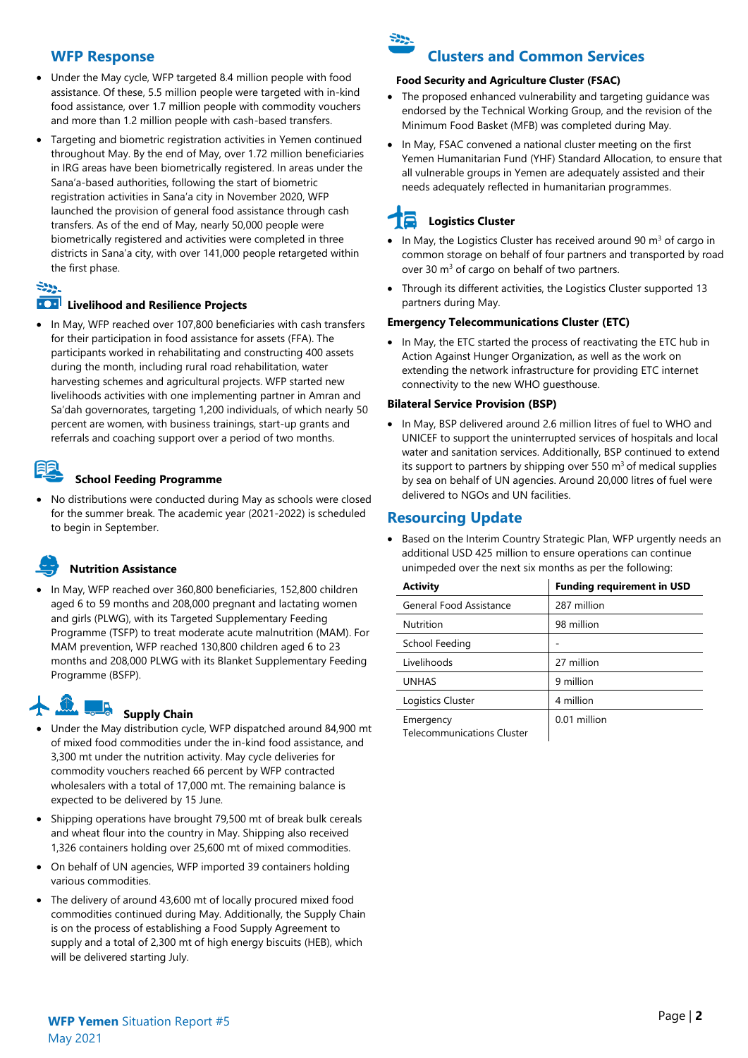## WFP Response

- Under the May cycle, WFP targeted 8.4 million people with food assistance. Of these, 5.5 million people were targeted with in-kind food assistance, over 1.7 million people with commodity vouchers and more than 1.2 million people with cash-based transfers.
- Targeting and biometric registration activities in Yemen continued throughout May. By the end of May, over 1.72 million beneficiaries in IRG areas have been biometrically registered. In areas under the Sana'a-based authorities, following the start of biometric registration activities in Sana'a city in November 2020, WFP launched the provision of general food assistance through cash transfers. As of the end of May, nearly 50,000 people were biometrically registered and activities were completed in three districts in Sana'a city, with over 141,000 people retargeted within the first phase.

### Livelihood and Resilience Projects

- In May, WFP reached over 107,800 beneficiaries with cash transfers for their participation in food assistance for assets (FFA). The participants worked in rehabilitating and constructing 400 assets during the month, including rural road rehabilitation, water harvesting schemes and agricultural projects. WFP started new livelihoods activities with one implementing partner in Amran and Sa'dah governorates, targeting 1,200 individuals, of which nearly 50 percent are women, with business trainings, start-up grants and referrals and coaching support over a period of two months.

### School Feeding Programme

- No distributions were conducted during May as schools were closed for the summer break. The academic year (2021-2022) is scheduled to begin in September.

### Nutrition Assistance

- In May, WFP reached over 360,800 beneficiaries, 152,800 children aged 6 to 59 months and 208,000 pregnant and lactating women and girls (PLWG), with its Targeted Supplementary Feeding Programme (TSFP) to treat moderate acute malnutrition (MAM). For MAM prevention, WFP reached 130,800 children aged 6 to 23 months and 208,000 PLWG with its Blanket Supplementary Feeding Programme (BSFP).

### Supply Chain

- Under the May distribution cycle, WFP dispatched around 84,900 mt of mixed food commodities under the in-kind food assistance, and 3,300 mt under the nutrition activity. May cycle deliveries for commodity vouchers reached 66 percent by WFP contracted wholesalers with a total of 17,000 mt. The remaining balance is expected to be delivered by 15 June.
- Shipping operations have brought 79,500 mt of break bulk cereals and wheat flour into the country in May. Shipping also received 1,326 containers holding over 25,600 mt of mixed commodities.
- On behalf of UN agencies, WFP imported 39 containers holding various commodities.
- The delivery of around 43,600 mt of locally procured mixed food commodities continued during May. Additionally, the Supply Chain is on the process of establishing a Food Supply Agreement to supply and a total of 2,300 mt of high energy biscuits (HEB), which will be delivered starting July.

## Clusters and Common Services

### Food Security and Agriculture Cluster (FSAC)

- The proposed enhanced vulnerability and targeting guidance was endorsed by the Technical Working Group, and the revision of the Minimum Food Basket (MFB) was completed during May.
- In May, FSAC convened a national cluster meeting on the first Yemen Humanitarian Fund (YHF) Standard Allocation, to ensure that all vulnerable groups in Yemen are adequately assisted and their needs adequately reflected in humanitarian programmes.

### Logistics Cluster

- In May, the Logistics Cluster has received around 90 $m^3$ of cargo in common storage on behalf of four partners and transported by road over 30 $m^3$ of cargo on behalf of two partners.
- Through its different activities, the Logistics Cluster supported 13 partners during May.

### Emergency Telecommunications Cluster (ETC)

- In May, the ETC started the process of reactivating the ETC hub in Action Against Hunger Organization, as well as the work on extending the network infrastructure for providing ETC internet connectivity to the new WHO guesthouse.

### Bilateral Service Provision (BSP)

- In May, BSP delivered around 2.6 million litres of fuel to WHO and UNICEF to support the uninterrupted services of hospitals and local water and sanitation services. Additionally, BSP continued to extend its support to partners by shipping over 550 $m^3$ of medical supplies by sea on behalf of UN agencies. Around 20,000 litres of fuel were delivered to NGOs and UN facilities.

## Resourcing Update

- Based on the Interim Country Strategic Plan, WFP urgently needs an additional USD 425 million to ensure operations can continue unimpeded over the next six months as per the following:

| Activity | Funding requirement in USD |
|---|---|
| General Food Assistance | 287 million |
| Nutrition | 98 million |
| School Feeding | - |
| Livelihoods | 27 million |
| UNHAS | 9 million |
| Logistics Cluster | 4 million |
| Emergency Telecommunications Cluster | 0.01 million |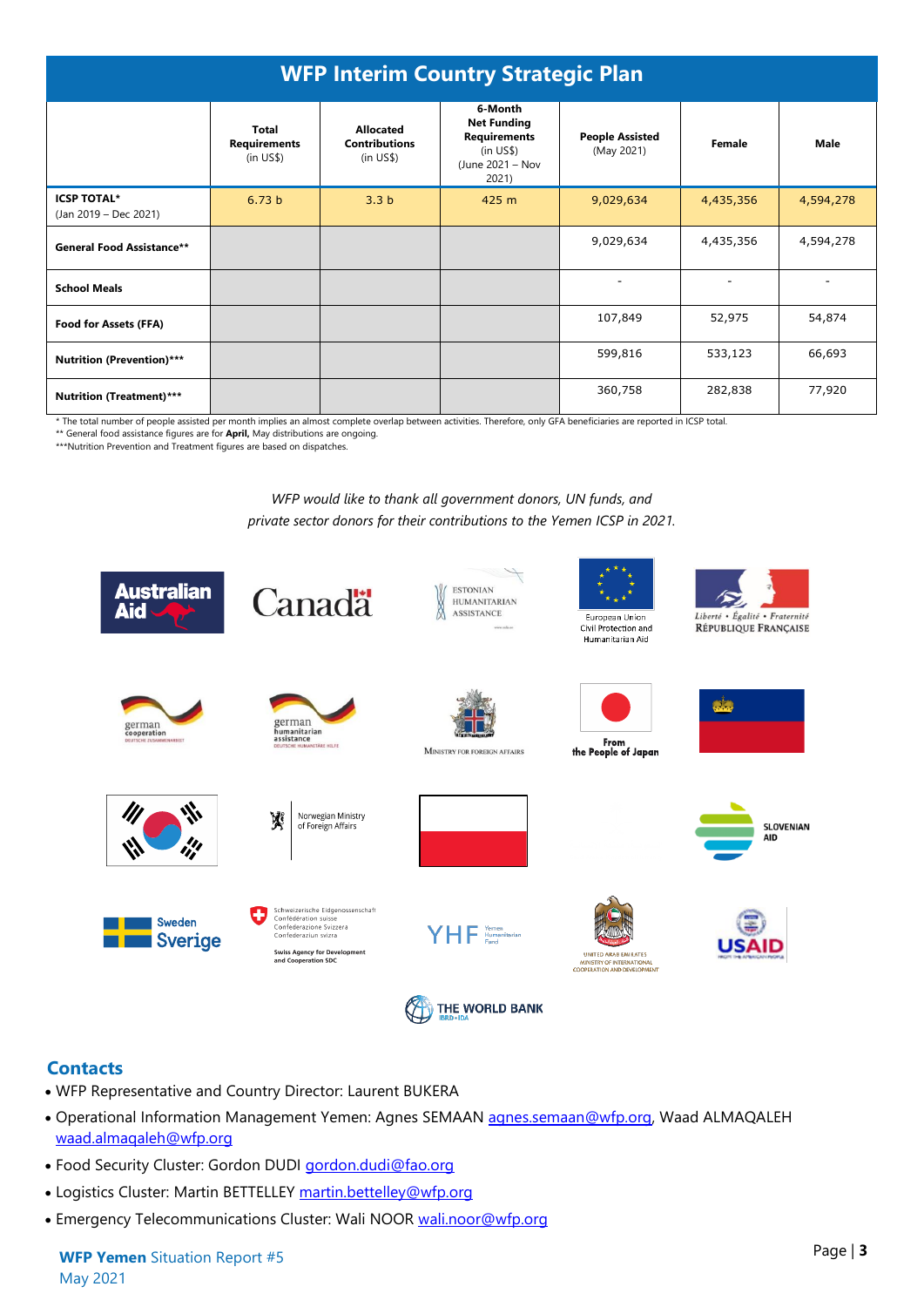## WFP Interim Country Strategic Plan

| | Total Requirements (in US$) | Allocated Contributions (in US$) | 6-Month Net Funding Requirements (in US$) (June 2021 – Nov 2021) | People Assisted (May 2021) | Female | Male |
|---|---|---|---|---|---|---|
| **ICSP TOTAL*** (Jan 2019 – Dec 2021) | 6.73 b | 3.3 b | 425 m | 9,029,634 | 4,435,356 | 4,594,278 |
| **General Food Assistance**** | | | | 9,029,634 | 4,435,356 | 4,594,278 |
| **School Meals** | | | | - | - | - |
| **Food for Assets (FFA)** | | | | 107,849 | 52,975 | 54,874 |
| **Nutrition (Prevention)***** | | | | 599,816 | 533,123 | 66,693 |
| **Nutrition (Treatment)***** | | | | 360,758 | 282,838 | 77,920 |

* The total number of people assisted per month implies an almost complete overlap between activities. Therefore, only GFA beneficiaries are reported in ICSP total.
** General food assistance figures are for **April,** May distributions are ongoing.
***Nutrition Prevention and Treatment figures are based on dispatches.

*WFP would like to thank all government donors, UN funds, and private sector donors for their contributions to the Yemen ICSP in 2021.*

## Contacts

- WFP Representative and Country Director: Laurent BUKERA
- Operational Information Management Yemen: Agnes SEMAAN agnes.semaan@wfp.org, Waad ALMAQALEH waad.almaqaleh@wfp.org
- Food Security Cluster: Gordon DUDI gordon.dudi@fao.org
- Logistics Cluster: Martin BETTELLEY martin.bettelley@wfp.org
- Emergency Telecommunications Cluster: Wali NOOR wali.noor@wfp.org